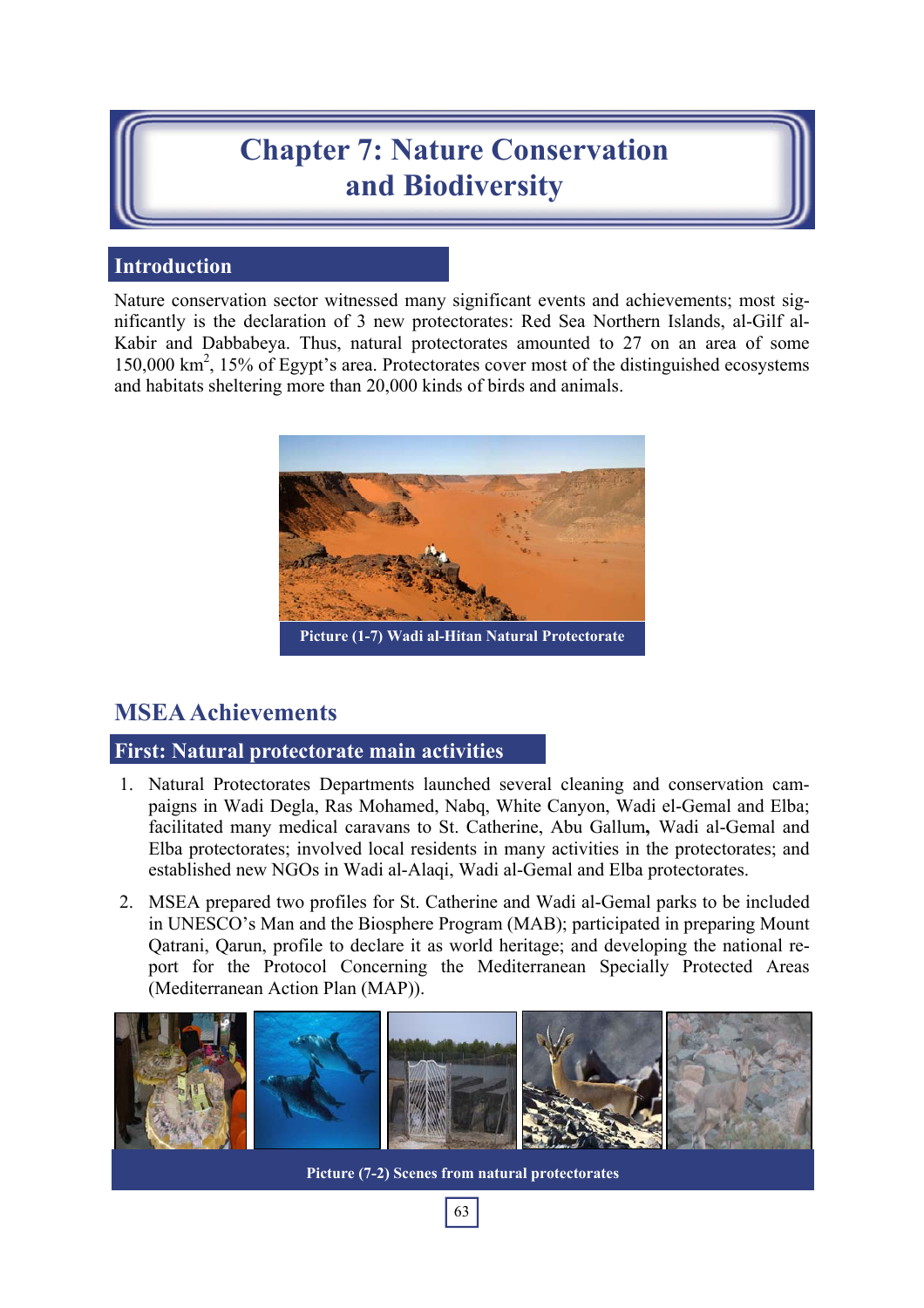# Chapter 7: Nature Conservation and Biodiversity

## Introduction

Nature conservation sector witnessed many significant events and achievements; most significantly is the declaration of 3 new protectorates: Red Sea Northern Islands, al-Gilf al-Kabir and Dabbabeya. Thus, natural protectorates amounted to 27 on an area of some 150,000 km$^2$, 15% of Egypt's area. Protectorates cover most of the distinguished ecosystems and habitats sheltering more than 20,000 kinds of birds and animals.

Picture (1-7) Wadi al-Hitan Natural Protectorate

## MSEA Achievements

### First: Natural protectorate main activities

1. Natural Protectorates Departments launched several cleaning and conservation campaigns in Wadi Degla, Ras Mohamed, Nabq, White Canyon, Wadi el-Gemal and Elba; facilitated many medical caravans to St. Catherine, Abu Gallum**,** Wadi al-Gemal and Elba protectorates; involved local residents in many activities in the protectorates; and established new NGOs in Wadi al-Alaqi, Wadi al-Gemal and Elba protectorates.
2. MSEA prepared two profiles for St. Catherine and Wadi al-Gemal parks to be included in UNESCO's Man and the Biosphere Program (MAB); participated in preparing Mount Qatrani, Qarun, profile to declare it as world heritage; and developing the national report for the Protocol Concerning the Mediterranean Specially Protected Areas (Mediterranean Action Plan (MAP)).

Picture (7-2) Scenes from natural protectorates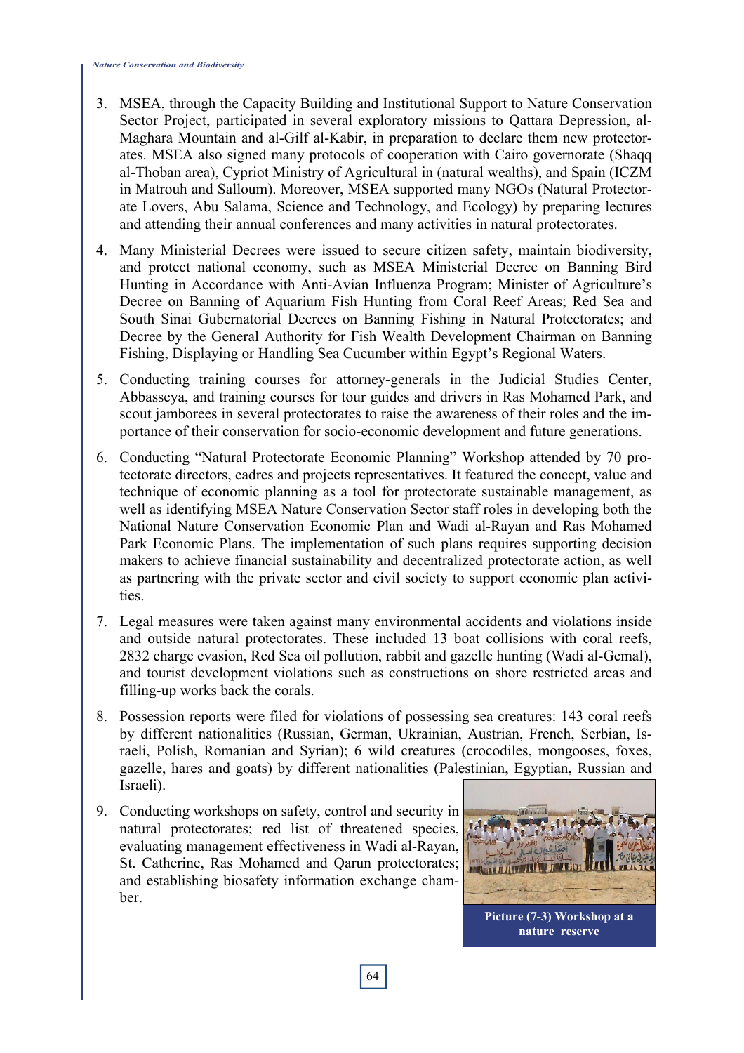3. MSEA, through the Capacity Building and Institutional Support to Nature Conservation Sector Project, participated in several exploratory missions to Qattara Depression, al-Maghara Mountain and al-Gilf al-Kabir, in preparation to declare them new protectorates. MSEA also signed many protocols of cooperation with Cairo governorate (Shaqq al-Thoban area), Cypriot Ministry of Agricultural in (natural wealths), and Spain (ICZM in Matrouh and Salloum). Moreover, MSEA supported many NGOs (Natural Protectorate Lovers, Abu Salama, Science and Technology, and Ecology) by preparing lectures and attending their annual conferences and many activities in natural protectorates.

4. Many Ministerial Decrees were issued to secure citizen safety, maintain biodiversity, and protect national economy, such as MSEA Ministerial Decree on Banning Bird Hunting in Accordance with Anti-Avian Influenza Program; Minister of Agriculture's Decree on Banning of Aquarium Fish Hunting from Coral Reef Areas; Red Sea and South Sinai Gubernatorial Decrees on Banning Fishing in Natural Protectorates; and Decree by the General Authority for Fish Wealth Development Chairman on Banning Fishing, Displaying or Handling Sea Cucumber within Egypt's Regional Waters.

5. Conducting training courses for attorney-generals in the Judicial Studies Center, Abbasseya, and training courses for tour guides and drivers in Ras Mohamed Park, and scout jamborees in several protectorates to raise the awareness of their roles and the importance of their conservation for socio-economic development and future generations.

6. Conducting "Natural Protectorate Economic Planning" Workshop attended by 70 protectorate directors, cadres and projects representatives. It featured the concept, value and technique of economic planning as a tool for protectorate sustainable management, as well as identifying MSEA Nature Conservation Sector staff roles in developing both the National Nature Conservation Economic Plan and Wadi al-Rayan and Ras Mohamed Park Economic Plans. The implementation of such plans requires supporting decision makers to achieve financial sustainability and decentralized protectorate action, as well as partnering with the private sector and civil society to support economic plan activities.

7. Legal measures were taken against many environmental accidents and violations inside and outside natural protectorates. These included 13 boat collisions with coral reefs, 2832 charge evasion, Red Sea oil pollution, rabbit and gazelle hunting (Wadi al-Gemal), and tourist development violations such as constructions on shore restricted areas and filling-up works back the corals.

8. Possession reports were filed for violations of possessing sea creatures: 143 coral reefs by different nationalities (Russian, German, Ukrainian, Austrian, French, Serbian, Israeli, Polish, Romanian and Syrian); 6 wild creatures (crocodiles, mongooses, foxes, gazelle, hares and goats) by different nationalities (Palestinian, Egyptian, Russian and Israeli).

9. Conducting workshops on safety, control and security in natural protectorates; red list of threatened species, evaluating management effectiveness in Wadi al-Rayan, St. Catherine, Ras Mohamed and Qarun protectorates; and establishing biosafety information exchange chamber.

**Picture (7-3) Workshop at a nature reserve**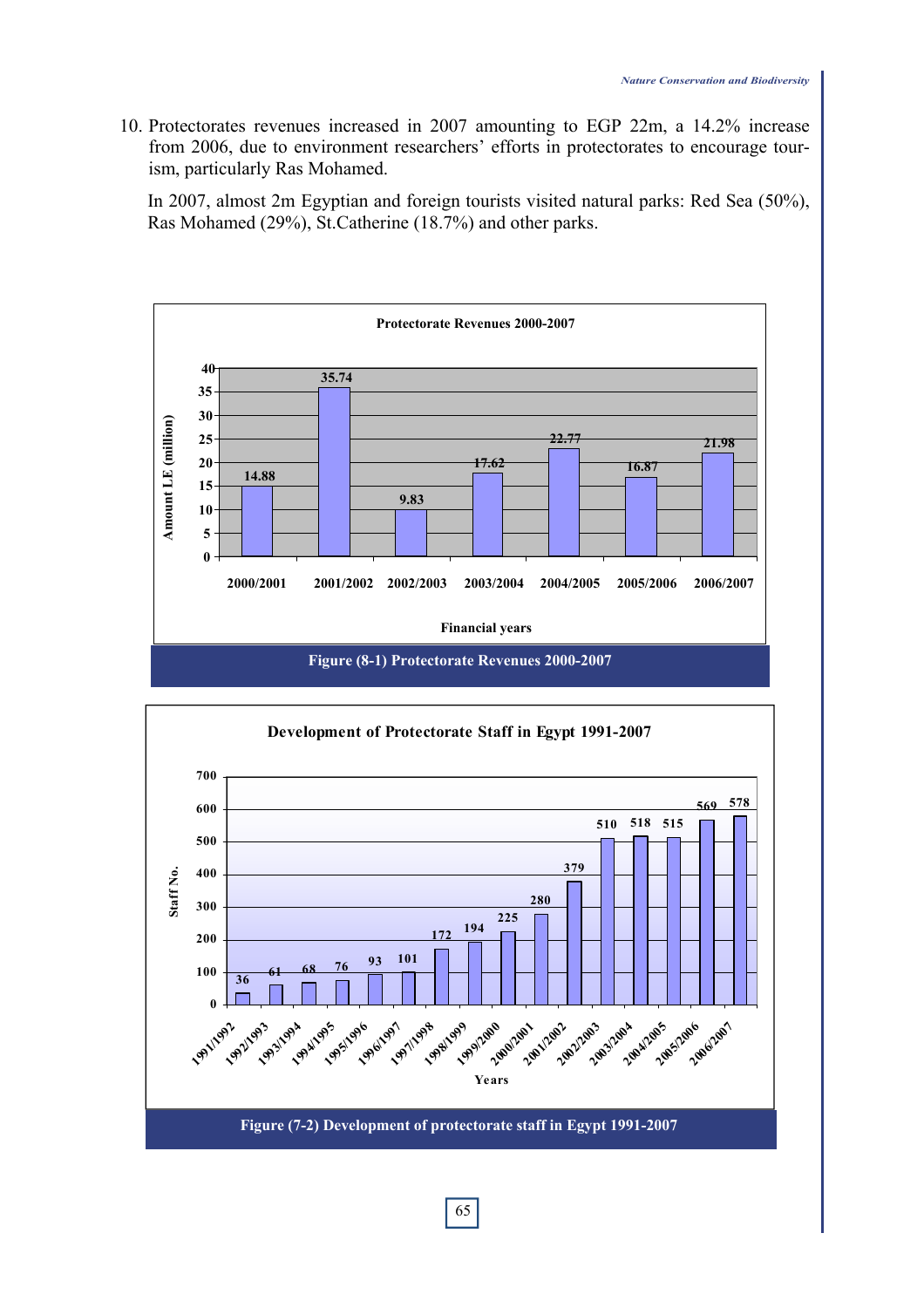10. Protectorates revenues increased in 2007 amounting to EGP 22m, a 14.2% increase from 2006, due to environment researchers' efforts in protectorates to encourage tourism, particularly Ras Mohamed.

    In 2007, almost 2m Egyptian and foreign tourists visited natural parks: Red Sea (50%), Ras Mohamed (29%), St.Catherine (18.7%) and other parks.

**Protectorate Revenues 2000-2007**

| Financial years | Amount LE (million) |
|---|---|
| 2000/2001 | 14.88 |
| 2001/2002 | 35.74 |
| 2002/2003 | 9.83 |
| 2003/2004 | 17.62 |
| 2004/2005 | 22.77 |
| 2005/2006 | 16.87 |
| 2006/2007 | 21.98 |

Figure (8-1) Protectorate Revenues 2000-2007

**Development of Protectorate Staff in Egypt 1991-2007**

| Years | Staff No. |
|---|---|
| 1991/1992 | 36 |
| 1992/1993 | 61 |
| 1993/1994 | 68 |
| 1994/1995 | 76 |
| 1995/1996 | 93 |
| 1996/1997 | 101 |
| 1997/1998 | 172 |
| 1998/1999 | 194 |
| 1999/2000 | 225 |
| 2000/2001 | 280 |
| 2001/2002 | 379 |
| 2002/2003 | 510 |
| 2003/2004 | 518 |
| 2004/2005 | 515 |
| 2005/2006 | 569 |
| 2006/2007 | 578 |

Figure (7-2) Development of protectorate staff in Egypt 1991-2007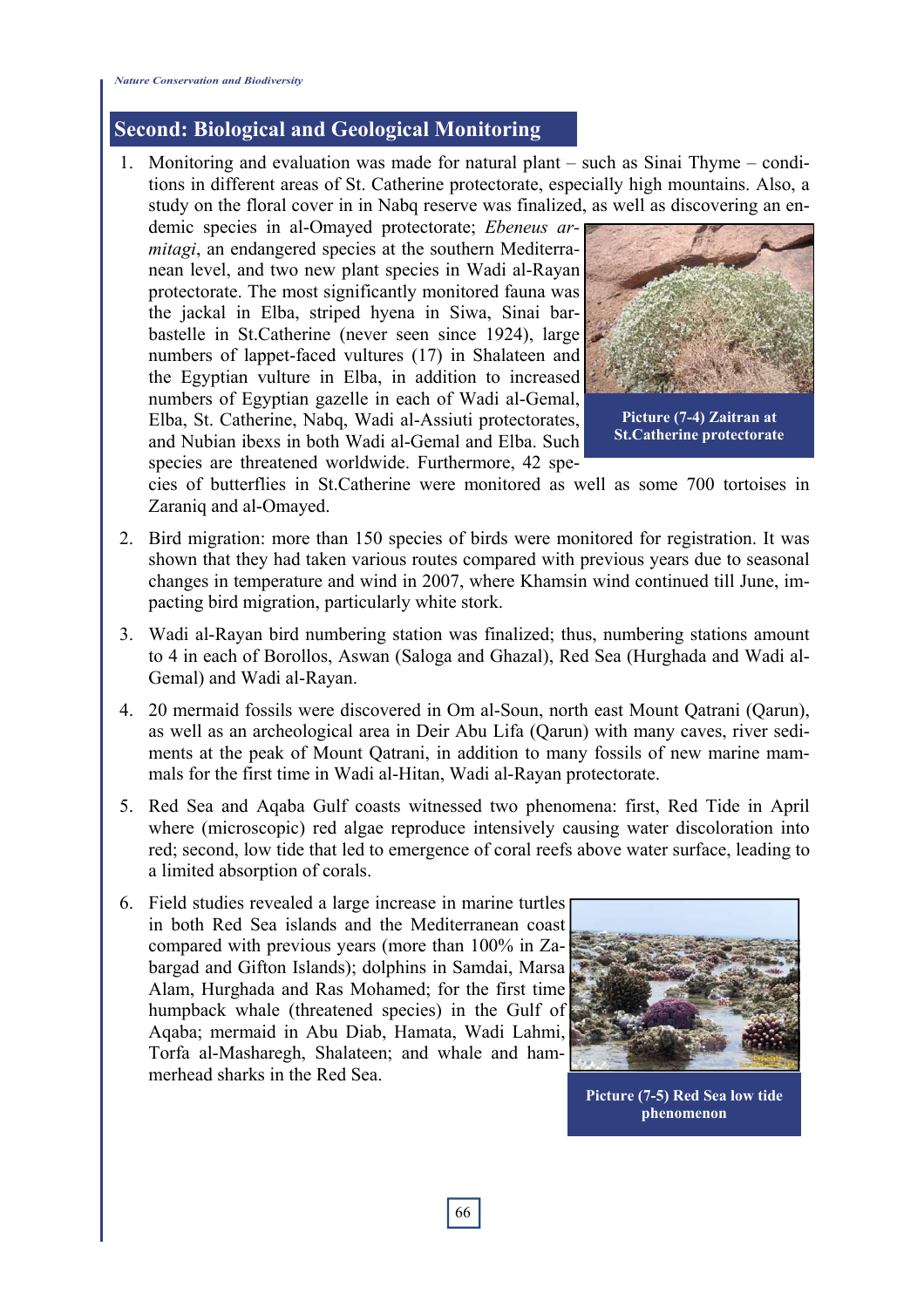## Second: Biological and Geological Monitoring

1. Monitoring and evaluation was made for natural plant – such as Sinai Thyme – conditions in different areas of St. Catherine protectorate, especially high mountains. Also, a study on the floral cover in in Nabq reserve was finalized, as well as discovering an endemic species in al-Omayed protectorate; *Ebeneus armitagi*, an endangered species at the southern Mediterranean level, and two new plant species in Wadi al-Rayan protectorate. The most significantly monitored fauna was the jackal in Elba, striped hyena in Siwa, Sinai barbastelle in St.Catherine (never seen since 1924), large numbers of lappet-faced vultures (17) in Shalateen and the Egyptian vulture in Elba, in addition to increased numbers of Egyptian gazelle in each of Wadi al-Gemal, Elba, St. Catherine, Nabq, Wadi al-Assiuti protectorates, and Nubian ibexs in both Wadi al-Gemal and Elba. Such species are threatened worldwide. Furthermore, 42 species of butterflies in St.Catherine were monitored as well as some 700 tortoises in Zaraniq and al-Omayed.

Picture (7-4) Zaitran at St.Catherine protectorate

2. Bird migration: more than 150 species of birds were monitored for registration. It was shown that they had taken various routes compared with previous years due to seasonal changes in temperature and wind in 2007, where Khamsin wind continued till June, impacting bird migration, particularly white stork.

3. Wadi al-Rayan bird numbering station was finalized; thus, numbering stations amount to 4 in each of Borollos, Aswan (Saloga and Ghazal), Red Sea (Hurghada and Wadi al-Gemal) and Wadi al-Rayan.

4. 20 mermaid fossils were discovered in Om al-Soun, north east Mount Qatrani (Qarun), as well as an archeological area in Deir Abu Lifa (Qarun) with many caves, river sediments at the peak of Mount Qatrani, in addition to many fossils of new marine mammals for the first time in Wadi al-Hitan, Wadi al-Rayan protectorate.

5. Red Sea and Aqaba Gulf coasts witnessed two phenomena: first, Red Tide in April where (microscopic) red algae reproduce intensively causing water discoloration into red; second, low tide that led to emergence of coral reefs above water surface, leading to a limited absorption of corals.

6. Field studies revealed a large increase in marine turtles in both Red Sea islands and the Mediterranean coast compared with previous years (more than 100% in Zabargad and Gifton Islands); dolphins in Samdai, Marsa Alam, Hurghada and Ras Mohamed; for the first time humpback whale (threatened species) in the Gulf of Aqaba; mermaid in Abu Diab, Hamata, Wadi Lahmi, Torfa al-Masharegh, Shalateen; and whale and hammerhead sharks in the Red Sea.

Picture (7-5) Red Sea low tide phenomenon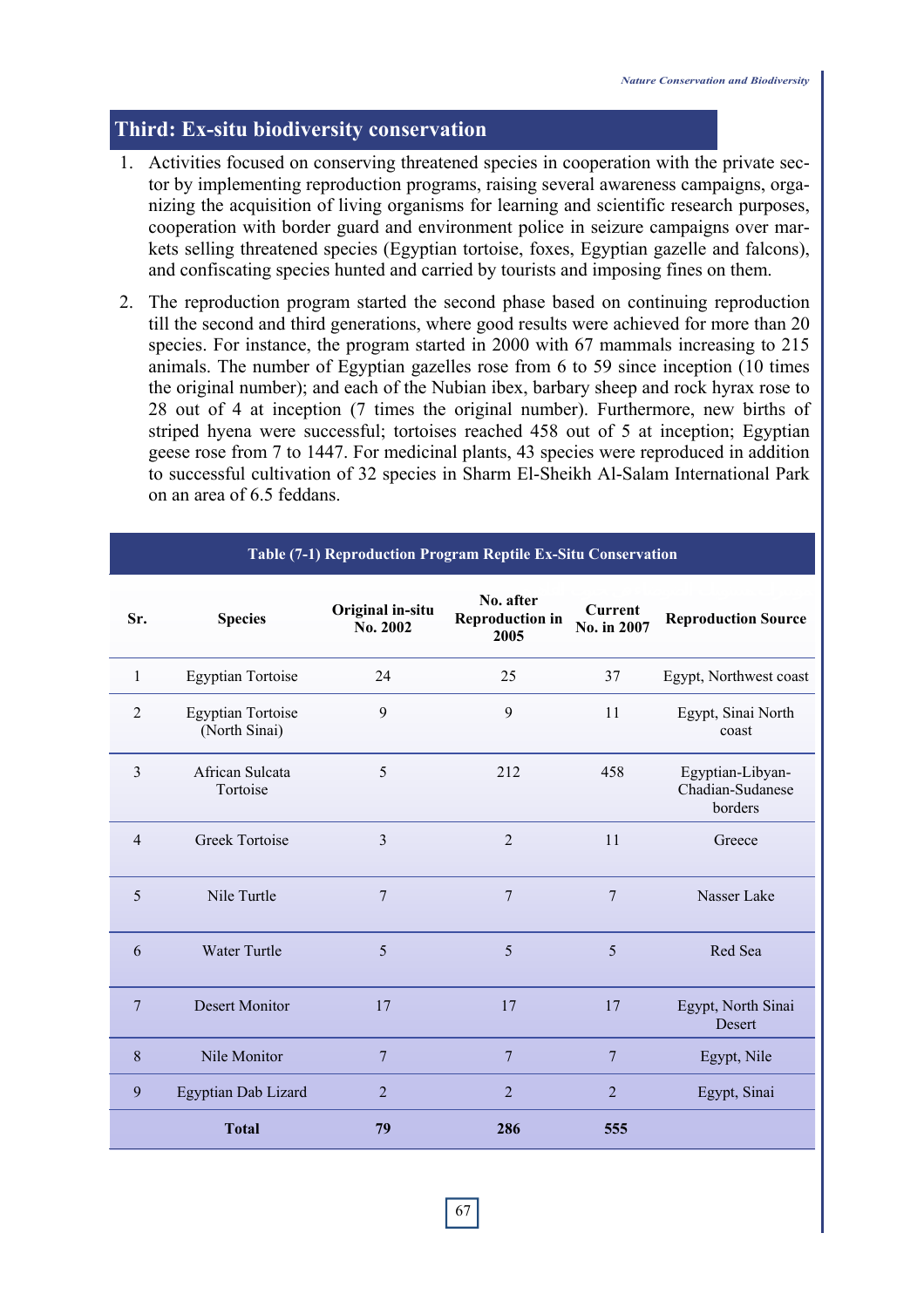## Third: Ex-situ biodiversity conservation

1. Activities focused on conserving threatened species in cooperation with the private sector by implementing reproduction programs, raising several awareness campaigns, organizing the acquisition of living organisms for learning and scientific research purposes, cooperation with border guard and environment police in seizure campaigns over markets selling threatened species (Egyptian tortoise, foxes, Egyptian gazelle and falcons), and confiscating species hunted and carried by tourists and imposing fines on them.

2. The reproduction program started the second phase based on continuing reproduction till the second and third generations, where good results were achieved for more than 20 species. For instance, the program started in 2000 with 67 mammals increasing to 215 animals. The number of Egyptian gazelles rose from 6 to 59 since inception (10 times the original number); and each of the Nubian ibex, barbary sheep and rock hyrax rose to 28 out of 4 at inception (7 times the original number). Furthermore, new births of striped hyena were successful; tortoises reached 458 out of 5 at inception; Egyptian geese rose from 7 to 1447. For medicinal plants, 43 species were reproduced in addition to successful cultivation of 32 species in Sharm El-Sheikh Al-Salam International Park on an area of 6.5 feddans.

**Table (7-1) Reproduction Program Reptile Ex-Situ Conservation**

| Sr. | Species | Original in-situ No. 2002 | No. after Reproduction in 2005 | Current No. in 2007 | Reproduction Source |
|---|---|---|---|---|---|
| 1 | Egyptian Tortoise | 24 | 25 | 37 | Egypt, Northwest coast |
| 2 | Egyptian Tortoise (North Sinai) | 9 | 9 | 11 | Egypt, Sinai North coast |
| 3 | African Sulcata Tortoise | 5 | 212 | 458 | Egyptian-Libyan-Chadian-Sudanese borders |
| 4 | Greek Tortoise | 3 | 2 | 11 | Greece |
| 5 | Nile Turtle | 7 | 7 | 7 | Nasser Lake |
| 6 | Water Turtle | 5 | 5 | 5 | Red Sea |
| 7 | Desert Monitor | 17 | 17 | 17 | Egypt, North Sinai Desert |
| 8 | Nile Monitor | 7 | 7 | 7 | Egypt, Nile |
| 9 | Egyptian Dab Lizard | 2 | 2 | 2 | Egypt, Sinai |
| | **Total** | **79** | **286** | **555** | |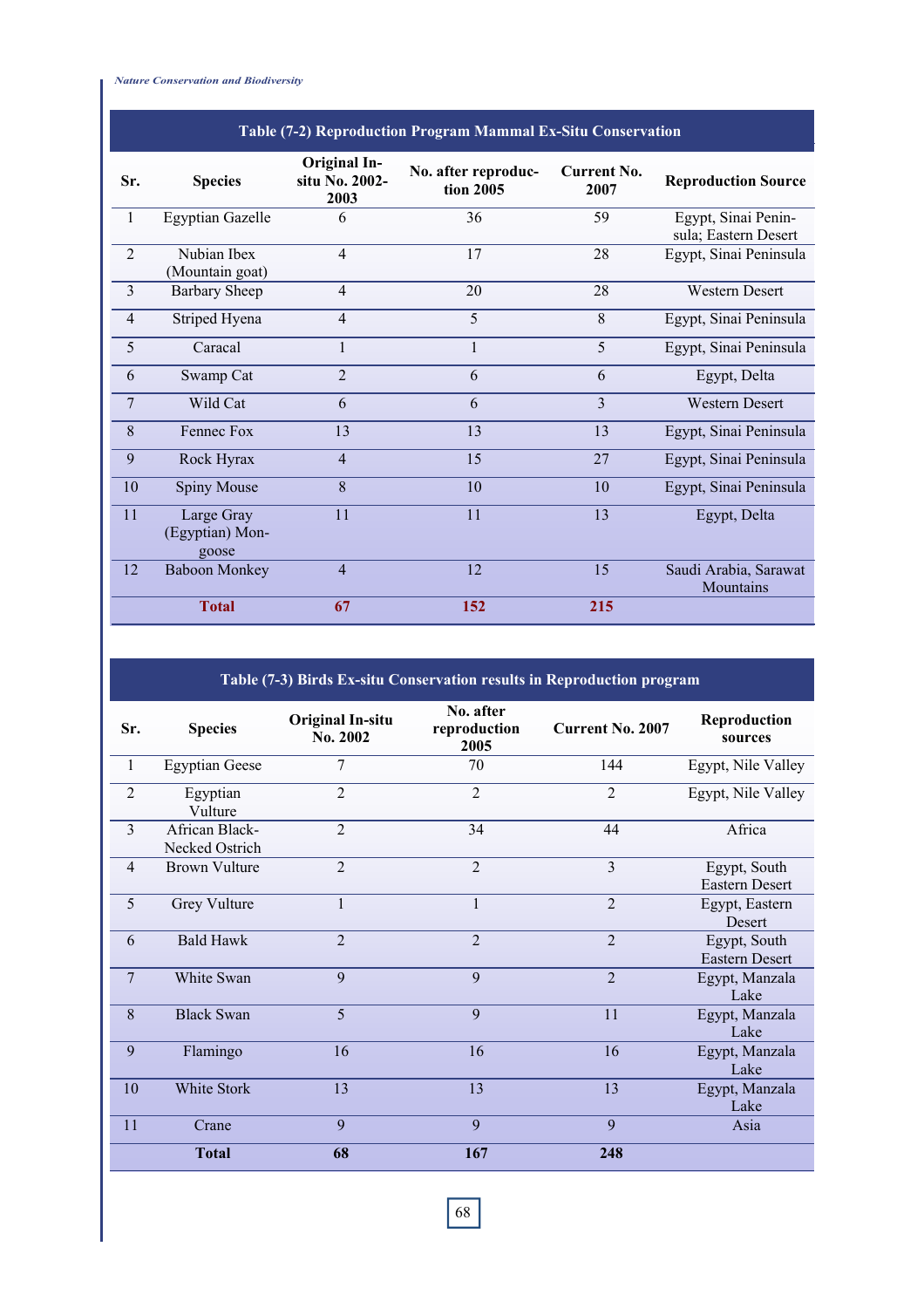**Table (7-2) Reproduction Program Mammal Ex-Situ Conservation**

| Sr. | Species | Original In-situ No. 2002-2003 | No. after reproduction 2005 | Current No. 2007 | Reproduction Source |
|---|---|---|---|---|---|
| 1 | Egyptian Gazelle | 6 | 36 | 59 | Egypt, Sinai Peninsula; Eastern Desert |
| 2 | Nubian Ibex (Mountain goat) | 4 | 17 | 28 | Egypt, Sinai Peninsula |
| 3 | Barbary Sheep | 4 | 20 | 28 | Western Desert |
| 4 | Striped Hyena | 4 | 5 | 8 | Egypt, Sinai Peninsula |
| 5 | Caracal | 1 | 1 | 5 | Egypt, Sinai Peninsula |
| 6 | Swamp Cat | 2 | 6 | 6 | Egypt, Delta |
| 7 | Wild Cat | 6 | 6 | 3 | Western Desert |
| 8 | Fennec Fox | 13 | 13 | 13 | Egypt, Sinai Peninsula |
| 9 | Rock Hyrax | 4 | 15 | 27 | Egypt, Sinai Peninsula |
| 10 | Spiny Mouse | 8 | 10 | 10 | Egypt, Sinai Peninsula |
| 11 | Large Gray (Egyptian) Mongoose | 11 | 11 | 13 | Egypt, Delta |
| 12 | Baboon Monkey | 4 | 12 | 15 | Saudi Arabia, Sarawat Mountains |
| | **Total** | **67** | **152** | **215** | |

**Table (7-3) Birds Ex-situ Conservation results in Reproduction program**

| Sr. | Species | Original In-situ No. 2002 | No. after reproduction 2005 | Current No. 2007 | Reproduction sources |
|---|---|---|---|---|---|
| 1 | Egyptian Geese | 7 | 70 | 144 | Egypt, Nile Valley |
| 2 | Egyptian Vulture | 2 | 2 | 2 | Egypt, Nile Valley |
| 3 | African Black-Necked Ostrich | 2 | 34 | 44 | Africa |
| 4 | Brown Vulture | 2 | 2 | 3 | Egypt, South Eastern Desert |
| 5 | Grey Vulture | 1 | 1 | 2 | Egypt, Eastern Desert |
| 6 | Bald Hawk | 2 | 2 | 2 | Egypt, South Eastern Desert |
| 7 | White Swan | 9 | 9 | 2 | Egypt, Manzala Lake |
| 8 | Black Swan | 5 | 9 | 11 | Egypt, Manzala Lake |
| 9 | Flamingo | 16 | 16 | 16 | Egypt, Manzala Lake |
| 10 | White Stork | 13 | 13 | 13 | Egypt, Manzala Lake |
| 11 | Crane | 9 | 9 | 9 | Asia |
| | **Total** | **68** | **167** | **248** | |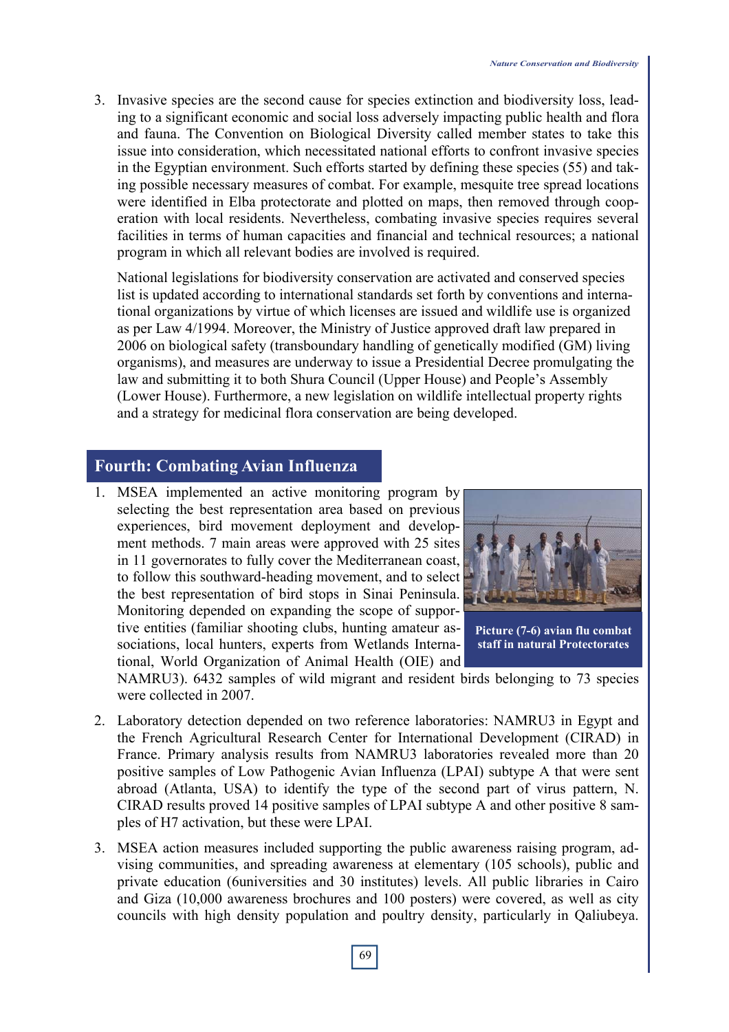3. Invasive species are the second cause for species extinction and biodiversity loss, leading to a significant economic and social loss adversely impacting public health and flora and fauna. The Convention on Biological Diversity called member states to take this issue into consideration, which necessitated national efforts to confront invasive species in the Egyptian environment. Such efforts started by defining these species (55) and taking possible necessary measures of combat. For example, mesquite tree spread locations were identified in Elba protectorate and plotted on maps, then removed through cooperation with local residents. Nevertheless, combating invasive species requires several facilities in terms of human capacities and financial and technical resources; a national program in which all relevant bodies are involved is required.

   National legislations for biodiversity conservation are activated and conserved species list is updated according to international standards set forth by conventions and international organizations by virtue of which licenses are issued and wildlife use is organized as per Law 4/1994. Moreover, the Ministry of Justice approved draft law prepared in 2006 on biological safety (transboundary handling of genetically modified (GM) living organisms), and measures are underway to issue a Presidential Decree promulgating the law and submitting it to both Shura Council (Upper House) and People's Assembly (Lower House). Furthermore, a new legislation on wildlife intellectual property rights and a strategy for medicinal flora conservation are being developed.

## Fourth: Combating Avian Influenza

1. MSEA implemented an active monitoring program by selecting the best representation area based on previous experiences, bird movement deployment and development methods. 7 main areas were approved with 25 sites in 11 governorates to fully cover the Mediterranean coast, to follow this southward-heading movement, and to select the best representation of bird stops in Sinai Peninsula. Monitoring depended on expanding the scope of supportive entities (familiar shooting clubs, hunting amateur associations, local hunters, experts from Wetlands International, World Organization of Animal Health (OIE) and NAMRU3). 6432 samples of wild migrant and resident birds belonging to 73 species were collected in 2007.

**Picture (7-6) avian flu combat staff in natural Protectorates**

2. Laboratory detection depended on two reference laboratories: NAMRU3 in Egypt and the French Agricultural Research Center for International Development (CIRAD) in France. Primary analysis results from NAMRU3 laboratories revealed more than 20 positive samples of Low Pathogenic Avian Influenza (LPAI) subtype A that were sent abroad (Atlanta, USA) to identify the type of the second part of virus pattern, N. CIRAD results proved 14 positive samples of LPAI subtype A and other positive 8 samples of H7 activation, but these were LPAI.

3. MSEA action measures included supporting the public awareness raising program, advising communities, and spreading awareness at elementary (105 schools), public and private education (6universities and 30 institutes) levels. All public libraries in Cairo and Giza (10,000 awareness brochures and 100 posters) were covered, as well as city councils with high density population and poultry density, particularly in Qaliubeya.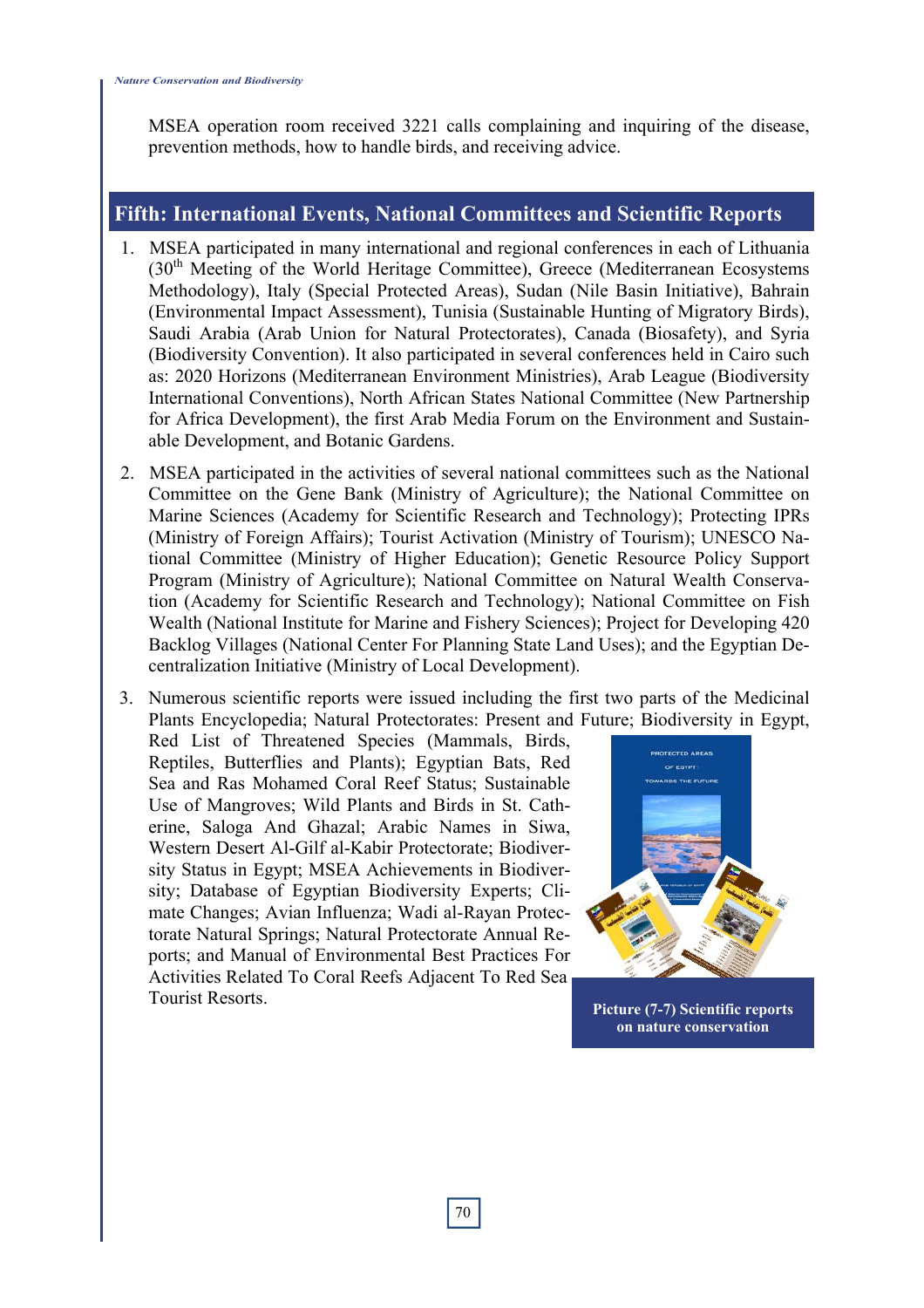MSEA operation room received 3221 calls complaining and inquiring of the disease, prevention methods, how to handle birds, and receiving advice.

## Fifth: International Events, National Committees and Scientific Reports

1. MSEA participated in many international and regional conferences in each of Lithuania (30th Meeting of the World Heritage Committee), Greece (Mediterranean Ecosystems Methodology), Italy (Special Protected Areas), Sudan (Nile Basin Initiative), Bahrain (Environmental Impact Assessment), Tunisia (Sustainable Hunting of Migratory Birds), Saudi Arabia (Arab Union for Natural Protectorates), Canada (Biosafety), and Syria (Biodiversity Convention). It also participated in several conferences held in Cairo such as: 2020 Horizons (Mediterranean Environment Ministries), Arab League (Biodiversity International Conventions), North African States National Committee (New Partnership for Africa Development), the first Arab Media Forum on the Environment and Sustainable Development, and Botanic Gardens.

2. MSEA participated in the activities of several national committees such as the National Committee on the Gene Bank (Ministry of Agriculture); the National Committee on Marine Sciences (Academy for Scientific Research and Technology); Protecting IPRs (Ministry of Foreign Affairs); Tourist Activation (Ministry of Tourism); UNESCO National Committee (Ministry of Higher Education); Genetic Resource Policy Support Program (Ministry of Agriculture); National Committee on Natural Wealth Conservation (Academy for Scientific Research and Technology); National Committee on Fish Wealth (National Institute for Marine and Fishery Sciences); Project for Developing 420 Backlog Villages (National Center For Planning State Land Uses); and the Egyptian Decentralization Initiative (Ministry of Local Development).

3. Numerous scientific reports were issued including the first two parts of the Medicinal Plants Encyclopedia; Natural Protectorates: Present and Future; Biodiversity in Egypt, Red List of Threatened Species (Mammals, Birds, Reptiles, Butterflies and Plants); Egyptian Bats, Red Sea and Ras Mohamed Coral Reef Status; Sustainable Use of Mangroves; Wild Plants and Birds in St. Catherine, Saloga And Ghazal; Arabic Names in Siwa, Western Desert Al-Gilf al-Kabir Protectorate; Biodiversity Status in Egypt; MSEA Achievements in Biodiversity; Database of Egyptian Biodiversity Experts; Climate Changes; Avian Influenza; Wadi al-Rayan Protectorate Natural Springs; Natural Protectorate Annual Reports; and Manual of Environmental Best Practices For Activities Related To Coral Reefs Adjacent To Red Sea Tourist Resorts.

**Picture (7-7) Scientific reports on nature conservation**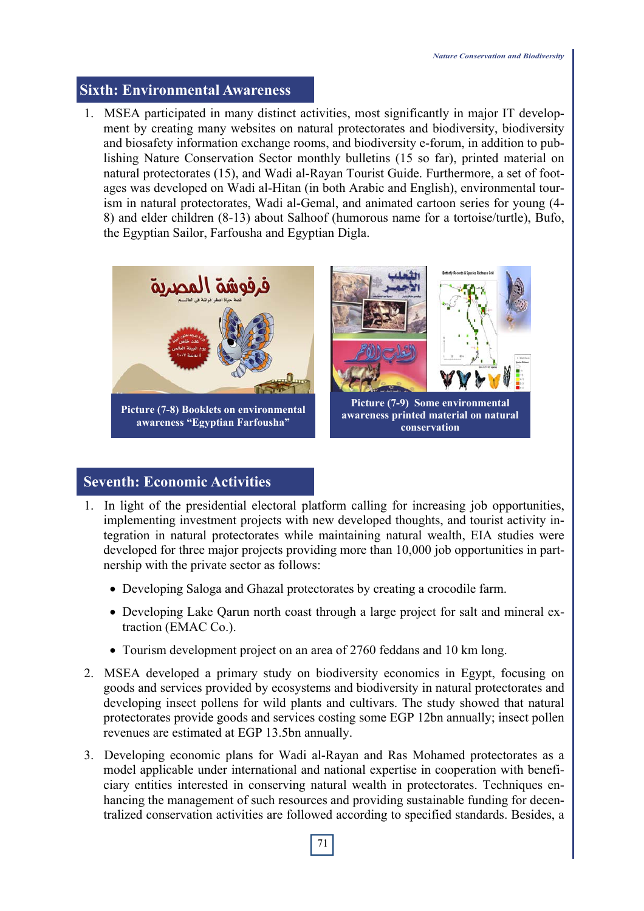## Sixth: Environmental Awareness

1. MSEA participated in many distinct activities, most significantly in major IT development by creating many websites on natural protectorates and biodiversity, biodiversity and biosafety information exchange rooms, and biodiversity e-forum, in addition to publishing Nature Conservation Sector monthly bulletins (15 so far), printed material on natural protectorates (15), and Wadi al-Rayan Tourist Guide. Furthermore, a set of footages was developed on Wadi al-Hitan (in both Arabic and English), environmental tourism in natural protectorates, Wadi al-Gemal, and animated cartoon series for young (4-8) and elder children (8-13) about Salhoof (humorous name for a tortoise/turtle), Bufo, the Egyptian Sailor, Farfousha and Egyptian Digla.

**Picture (7-8) Booklets on environmental awareness "Egyptian Farfousha"**

**Picture (7-9) Some environmental awareness printed material on natural conservation**

## Seventh: Economic Activities

1. In light of the presidential electoral platform calling for increasing job opportunities, implementing investment projects with new developed thoughts, and tourist activity integration in natural protectorates while maintaining natural wealth, EIA studies were developed for three major projects providing more than 10,000 job opportunities in partnership with the private sector as follows:

   - Developing Saloga and Ghazal protectorates by creating a crocodile farm.
   - Developing Lake Qarun north coast through a large project for salt and mineral extraction (EMAC Co.).
   - Tourism development project on an area of 2760 feddans and 10 km long.

2. MSEA developed a primary study on biodiversity economics in Egypt, focusing on goods and services provided by ecosystems and biodiversity in natural protectorates and developing insect pollens for wild plants and cultivars. The study showed that natural protectorates provide goods and services costing some EGP 12bn annually; insect pollen revenues are estimated at EGP 13.5bn annually.

3. Developing economic plans for Wadi al-Rayan and Ras Mohamed protectorates as a model applicable under international and national expertise in cooperation with beneficiary entities interested in conserving natural wealth in protectorates. Techniques enhancing the management of such resources and providing sustainable funding for decentralized conservation activities are followed according to specified standards. Besides, a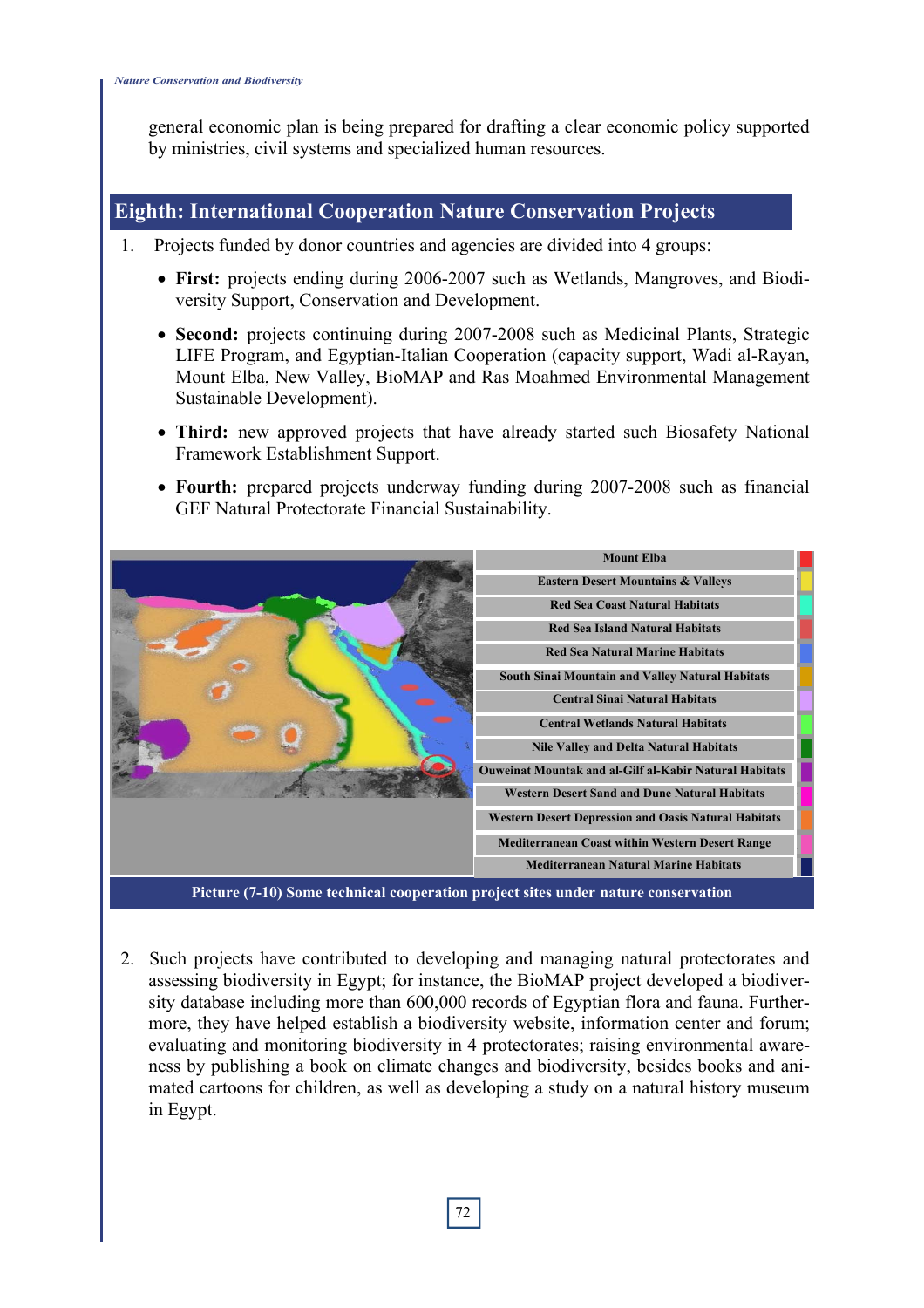general economic plan is being prepared for drafting a clear economic policy supported by ministries, civil systems and specialized human resources.

## Eighth: International Cooperation Nature Conservation Projects

1. Projects funded by donor countries and agencies are divided into 4 groups:

   - **First:** projects ending during 2006-2007 such as Wetlands, Mangroves, and Biodiversity Support, Conservation and Development.
   - **Second:** projects continuing during 2007-2008 such as Medicinal Plants, Strategic LIFE Program, and Egyptian-Italian Cooperation (capacity support, Wadi al-Rayan, Mount Elba, New Valley, BioMAP and Ras Moahmed Environmental Management Sustainable Development).
   - **Third:** new approved projects that have already started such Biosafety National Framework Establishment Support.
   - **Fourth:** prepared projects underway funding during 2007-2008 such as financial GEF Natural Protectorate Financial Sustainability.

| |
|---|
| Mount Elba |
| Eastern Desert Mountains & Valleys |
| Red Sea Coast Natural Habitats |
| Red Sea Island Natural Habitats |
| Red Sea Natural Marine Habitats |
| South Sinai Mountain and Valley Natural Habitats |
| Central Sinai Natural Habitats |
| Central Wetlands Natural Habitats |
| Nile Valley and Delta Natural Habitats |
| Ouweinat Mountak and al-Gilf al-Kabir Natural Habitats |
| Western Desert Sand and Dune Natural Habitats |
| Western Desert Depression and Oasis Natural Habitats |
| Mediterranean Coast within Western Desert Range |
| Mediterranean Natural Marine Habitats |

Picture (7-10) Some technical cooperation project sites under nature conservation

2. Such projects have contributed to developing and managing natural protectorates and assessing biodiversity in Egypt; for instance, the BioMAP project developed a biodiversity database including more than 600,000 records of Egyptian flora and fauna. Furthermore, they have helped establish a biodiversity website, information center and forum; evaluating and monitoring biodiversity in 4 protectorates; raising environmental awareness by publishing a book on climate changes and biodiversity, besides books and animated cartoons for children, as well as developing a study on a natural history museum in Egypt.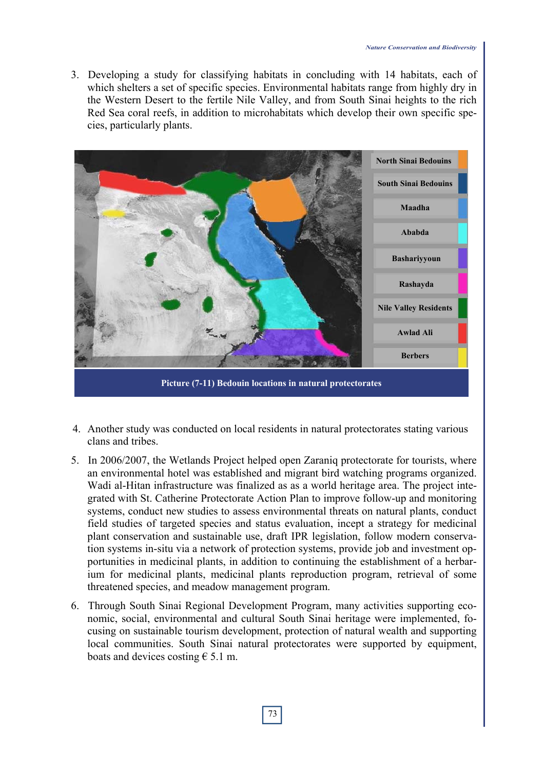3. Developing a study for classifying habitats in concluding with 14 habitats, each of which shelters a set of specific species. Environmental habitats range from highly dry in the Western Desert to the fertile Nile Valley, and from South Sinai heights to the rich Red Sea coral reefs, in addition to microhabitats which develop their own specific species, particularly plants.

North Sinai Bedouins
South Sinai Bedouins
Maadha
Ababda
Bashariyyoun
Rashayda
Nile Valley Residents
Awlad Ali
Berbers

**Picture (7-11) Bedouin locations in natural protectorates**

4. Another study was conducted on local residents in natural protectorates stating various clans and tribes.
5. In 2006/2007, the Wetlands Project helped open Zaraniq protectorate for tourists, where an environmental hotel was established and migrant bird watching programs organized. Wadi al-Hitan infrastructure was finalized as as a world heritage area. The project integrated with St. Catherine Protectorate Action Plan to improve follow-up and monitoring systems, conduct new studies to assess environmental threats on natural plants, conduct field studies of targeted species and status evaluation, incept a strategy for medicinal plant conservation and sustainable use, draft IPR legislation, follow modern conservation systems in-situ via a network of protection systems, provide job and investment opportunities in medicinal plants, in addition to continuing the establishment of a herbarium for medicinal plants, medicinal plants reproduction program, retrieval of some threatened species, and meadow management program.
6. Through South Sinai Regional Development Program, many activities supporting economic, social, environmental and cultural South Sinai heritage were implemented, focusing on sustainable tourism development, protection of natural wealth and supporting local communities. South Sinai natural protectorates were supported by equipment, boats and devices costing € 5.1 m.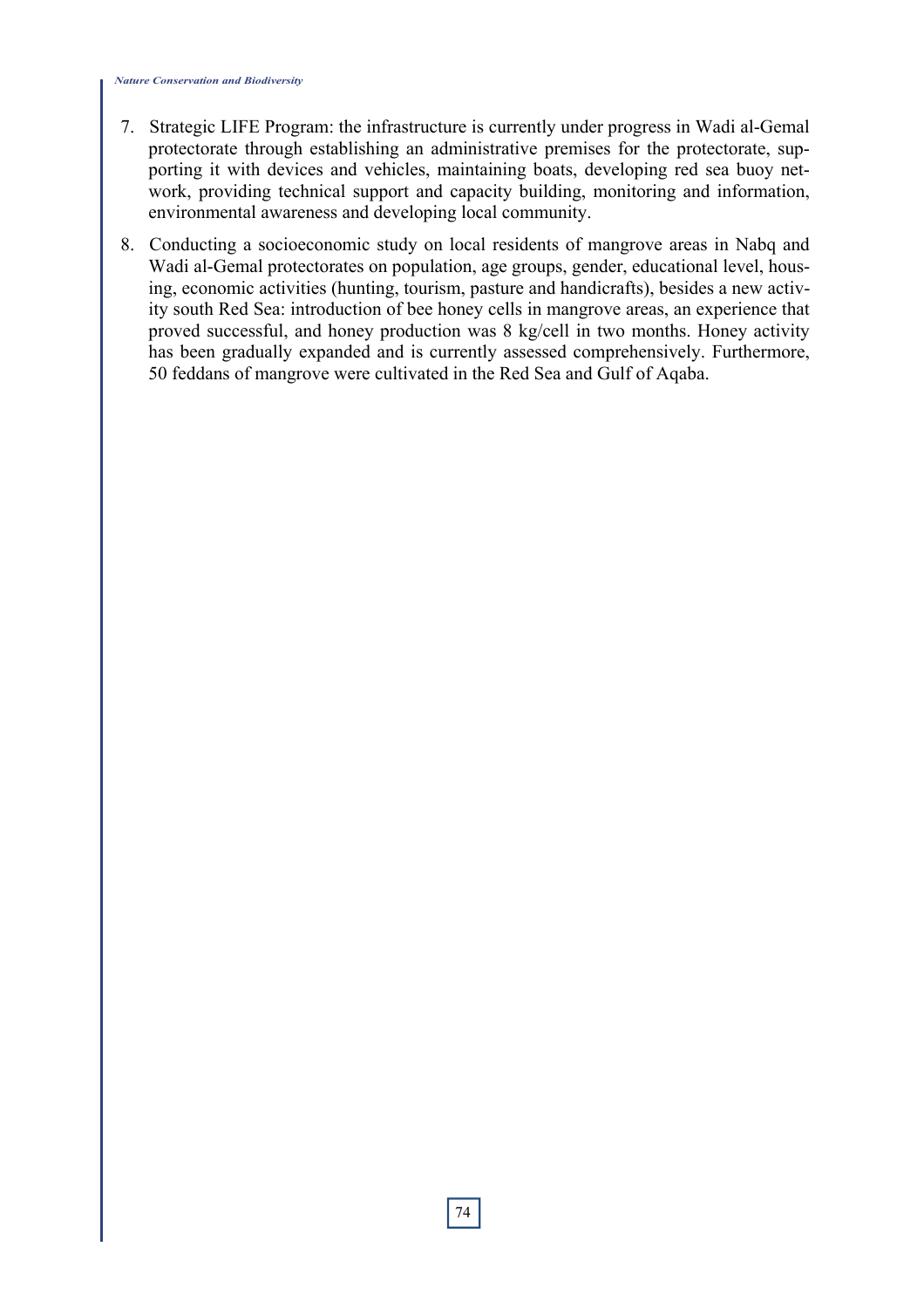7. Strategic LIFE Program: the infrastructure is currently under progress in Wadi al-Gemal protectorate through establishing an administrative premises for the protectorate, supporting it with devices and vehicles, maintaining boats, developing red sea buoy network, providing technical support and capacity building, monitoring and information, environmental awareness and developing local community.
8. Conducting a socioeconomic study on local residents of mangrove areas in Nabq and Wadi al-Gemal protectorates on population, age groups, gender, educational level, housing, economic activities (hunting, tourism, pasture and handicrafts), besides a new activity south Red Sea: introduction of bee honey cells in mangrove areas, an experience that proved successful, and honey production was 8 kg/cell in two months. Honey activity has been gradually expanded and is currently assessed comprehensively. Furthermore, 50 feddans of mangrove were cultivated in the Red Sea and Gulf of Aqaba.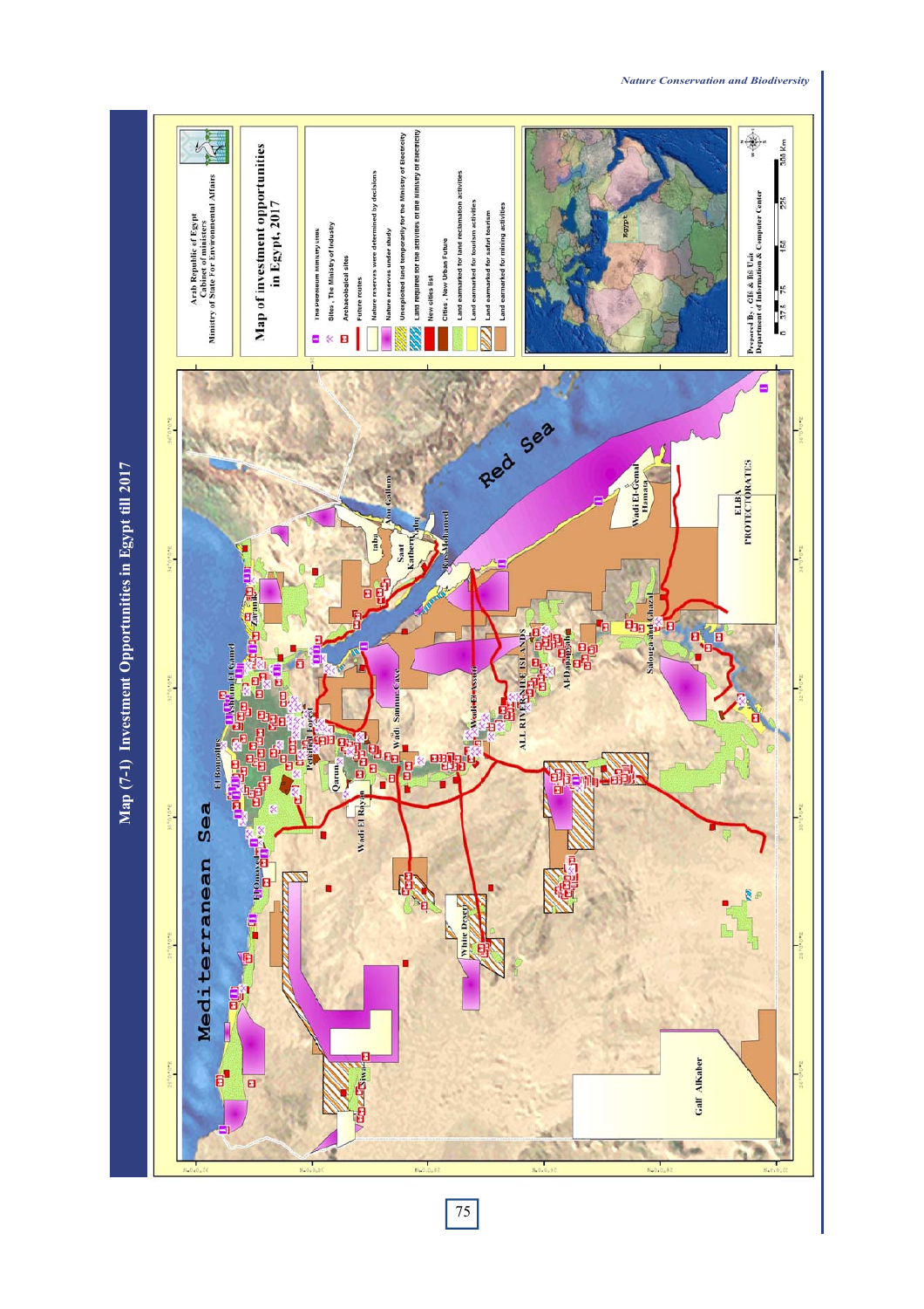# Map (7-1) Investment Opportunities in Egypt till 2017

Arab Republic of Egypt
Cabinet of ministers
Ministry of State For Environmental Affairs

Map of investment opportunities in Egypt, 2017

The petroleum ministry sites
Sites , The Ministry of Industry
Archaeological sites
Future routes
Nature reserves were determined by decisions
Nature reserves under study
Unexploited land temporarily for the Ministry of Electricity
Land required for the activities of the Ministry of Electricity
New cities list
Cities , New Urban Future
Land earmarked for land reclamation activities
Land earmarked for tourism activities
Land earmarked for safari tourism
Land earmarked for mining activities

Egypt

Prepared By : GIS & RS Unit
Department of Information & Computer Center

0 37.5 75 150 225 300 Km

Mediterranean Sea

Red Sea

El Borollus
Matruh El Gamil
Zaranik
El Omayed
Siwa
Qarun
Wadi El Rayan
Petrified Forest
Wadi Sannur Cave
Wadi El Assuti
White Desert
ALL RIVER NILE ISLANDS
Saluga and Ghazal
ElDabbabah
Taba
Saint Katherine
Abu Galum
Nabq
Ras Mohamed
Wadi El Gemal Hamata
ELBA PROTECTORATES
Gilf AlKabir